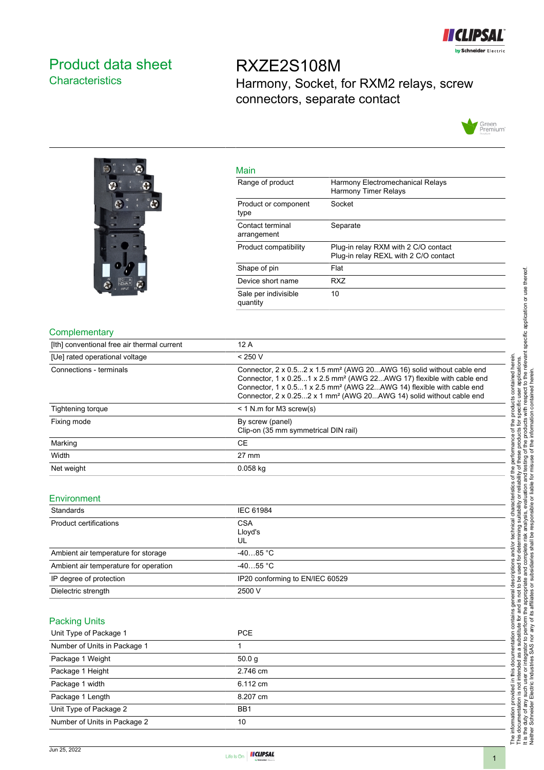# Product data sheet
## Characteristics

# RXZE2S108M

Harmony, Socket, for RXM2 relays, screw connectors, separate contact

## Main

| | |
|---|---|
| Range of product | Harmony Electromechanical Relays<br>Harmony Timer Relays |
| Product or component type | Socket |
| Contact terminal arrangement | Separate |
| Product compatibility | Plug-in relay RXM with 2 C/O contact<br>Plug-in relay REXL with 2 C/O contact |
| Shape of pin | Flat |
| Device short name | RXZ |
| Sale per indivisible quantity | 10 |

## Complementary

| | |
|---|---|
| [Ith] conventional free air thermal current | 12 A |
| [Ue] rated operational voltage | < 250 V |
| Connections - terminals | Connector, 2 x 0.5...2 x 1.5 mm² (AWG 20...AWG 16) solid without cable end<br>Connector, 1 x 0.25...1 x 2.5 mm² (AWG 22...AWG 17) flexible with cable end<br>Connector, 1 x 0.5...1 x 2.5 mm² (AWG 20...AWG 14) flexible with cable end<br>Connector, 2 x 0.25...2 x 1 mm² (AWG 20...AWG 14) solid without cable end |
| Tightening torque | < 1 N.m for M3 screw(s) |
| Fixing mode | By screw (panel)<br>Clip-on (35 mm symmetrical DIN rail) |
| Marking | CE |
| Width | 27 mm |
| Net weight | 0.058 kg |

## Environment

| | |
|---|---|
| Standards | IEC 61984 |
| Product certifications | CSA<br>Lloyd's<br>UL |
| Ambient air temperature for storage | -40…85 °C |
| Ambient air temperature for operation | -40…55 °C |
| IP degree of protection | IP20 conforming to EN/IEC 60529 |
| Dielectric strength | 2500 V |

## Packing Units

| | |
|---|---|
| Unit Type of Package 1 | PCE |
| Number of Units in Package 1 | 1 |
| Package 1 Weight | 50.0 g |
| Package 1 Height | 2.746 cm |
| Package 1 width | 6.112 cm |
| Package 1 Length | 8.207 cm |
| Unit Type of Package 2 | BB1 |
| Number of Units in Package 2 | 10 |

The information provided in this documentation contains general descriptions and/or technical characteristics of the performance of the products contained herein. This documentation is not intended as a substitute for and is not to be used for determining suitability or reliability of these products for specific user applications. It is the duty of any such user or integrator to perform the appropriate and complete risk analysis, evaluation and testing of the products with respect to the relevant specific application or use thereof. Neither Schneider Electric Industries SAS nor any of its affiliates or subsidiaries shall be responsible or liable for misuse of the information contained herein.

Jun 25, 2022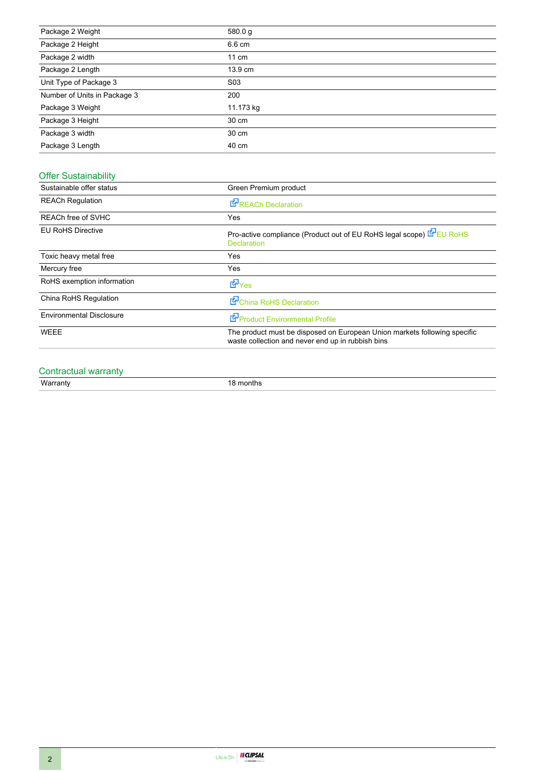| | |
|---|---|
| Package 2 Weight | 580.0 g |
| Package 2 Height | 6.6 cm |
| Package 2 width | 11 cm |
| Package 2 Length | 13.9 cm |
| Unit Type of Package 3 | S03 |
| Number of Units in Package 3 | 200 |
| Package 3 Weight | 11.173 kg |
| Package 3 Height | 30 cm |
| Package 3 width | 30 cm |
| Package 3 Length | 40 cm |

## Offer Sustainability

| | |
|---|---|
| Sustainable offer status | Green Premium product |
| REACh Regulation | REACh Declaration |
| REACh free of SVHC | Yes |
| EU RoHS Directive | Pro-active compliance (Product out of EU RoHS legal scope) EU RoHS Declaration |
| Toxic heavy metal free | Yes |
| Mercury free | Yes |
| RoHS exemption information | Yes |
| China RoHS Regulation | China RoHS Declaration |
| Environmental Disclosure | Product Environmental Profile |
| WEEE | The product must be disposed on European Union markets following specific waste collection and never end up in rubbish bins |

## Contractual warranty

| | |
|---|---|
| Warranty | 18 months |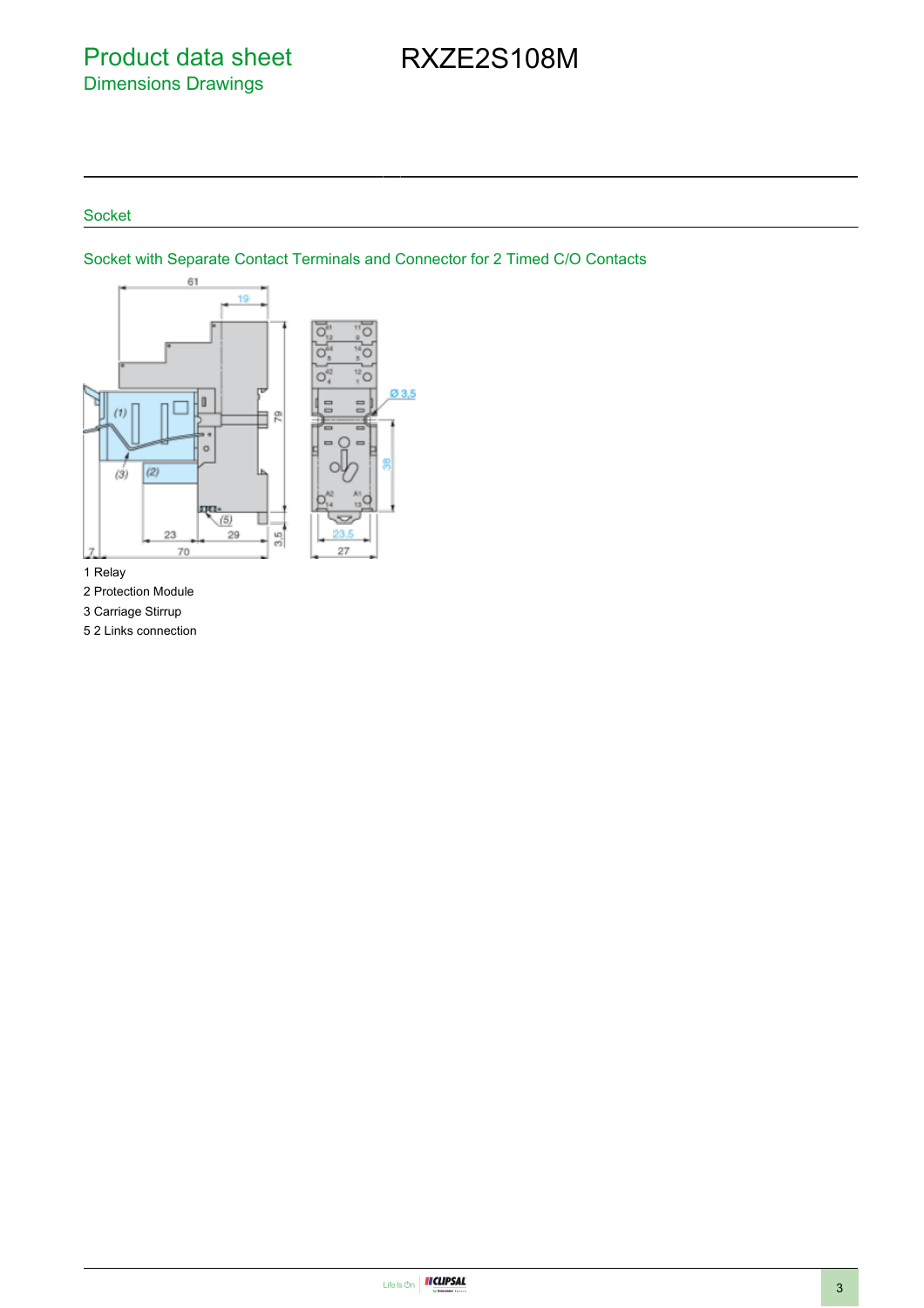# Product data sheet

## Dimensions Drawings

RXZE2S108M

### Socket

#### Socket with Separate Contact Terminals and Connector for 2 Timed C/O Contacts

61
19
79
Ø 3,5
38
(1)
(3)
(2)
(5)
23
29
7
70
3,5
23,5
27

1 Relay

2 Protection Module

3 Carriage Stirrup

5 2 Links connection